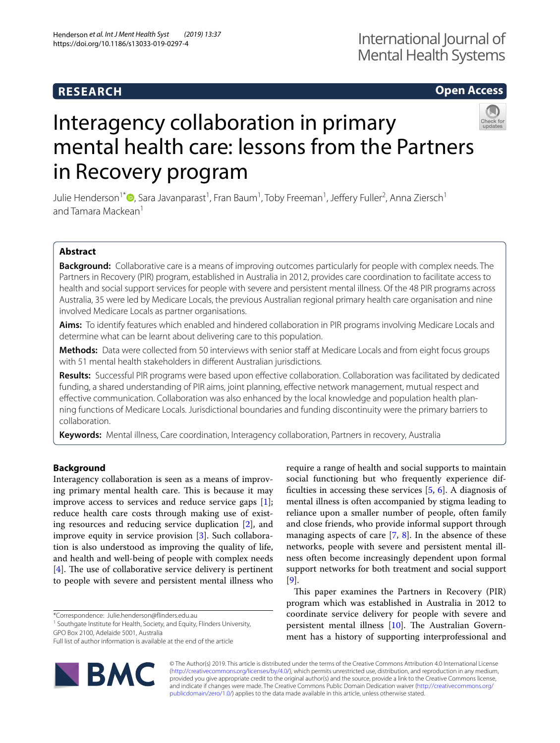RESEARCH

Open Access

# Interagency collaboration in primary mental health care: lessons from the Partners in Recovery program

Julie Henderson[1*], Sara Javanparast[1], Fran Baum[1], Toby Freeman[1], Jeffery Fuller[2], Anna Ziersch[1] and Tamara Mackean[1]

## Abstract

**Background:** Collaborative care is a means of improving outcomes particularly for people with complex needs. The Partners in Recovery (PIR) program, established in Australia in 2012, provides care coordination to facilitate access to health and social support services for people with severe and persistent mental illness. Of the 48 PIR programs across Australia, 35 were led by Medicare Locals, the previous Australian regional primary health care organisation and nine involved Medicare Locals as partner organisations.

**Aims:** To identify features which enabled and hindered collaboration in PIR programs involving Medicare Locals and determine what can be learnt about delivering care to this population.

**Methods:** Data were collected from 50 interviews with senior staff at Medicare Locals and from eight focus groups with 51 mental health stakeholders in different Australian jurisdictions.

**Results:** Successful PIR programs were based upon effective collaboration. Collaboration was facilitated by dedicated funding, a shared understanding of PIR aims, joint planning, effective network management, mutual respect and effective communication. Collaboration was also enhanced by the local knowledge and population health planning functions of Medicare Locals. Jurisdictional boundaries and funding discontinuity were the primary barriers to collaboration.

**Keywords:** Mental illness, Care coordination, Interagency collaboration, Partners in recovery, Australia

## Background

Interagency collaboration is seen as a means of improving primary mental health care. This is because it may improve access to services and reduce service gaps [1]; reduce health care costs through making use of existing resources and reducing service duplication [2], and improve equity in service provision [3]. Such collaboration is also understood as improving the quality of life, and health and well-being of people with complex needs [4]. The use of collaborative service delivery is pertinent to people with severe and persistent mental illness who require a range of health and social supports to maintain social functioning but who frequently experience difficulties in accessing these services [5, 6]. A diagnosis of mental illness is often accompanied by stigma leading to reliance upon a smaller number of people, often family and close friends, who provide informal support through managing aspects of care [7, 8]. In the absence of these networks, people with severe and persistent mental illness often become increasingly dependent upon formal support networks for both treatment and social support [9].

This paper examines the Partners in Recovery (PIR) program which was established in Australia in 2012 to coordinate service delivery for people with severe and persistent mental illness [10]. The Australian Government has a history of supporting interprofessional and

*Correspondence: Julie.henderson@flinders.edu.au
[1] Southgate Institute for Health, Society, and Equity, Flinders University, GPO Box 2100, Adelaide 5001, Australia
Full list of author information is available at the end of the article

© The Author(s) 2019. This article is distributed under the terms of the Creative Commons Attribution 4.0 International License (http://creativecommons.org/licenses/by/4.0/), which permits unrestricted use, distribution, and reproduction in any medium, provided you give appropriate credit to the original author(s) and the source, provide a link to the Creative Commons license, and indicate if changes were made. The Creative Commons Public Domain Dedication waiver (http://creativecommons.org/publicdomain/zero/1.0/) applies to the data made available in this article, unless otherwise stated.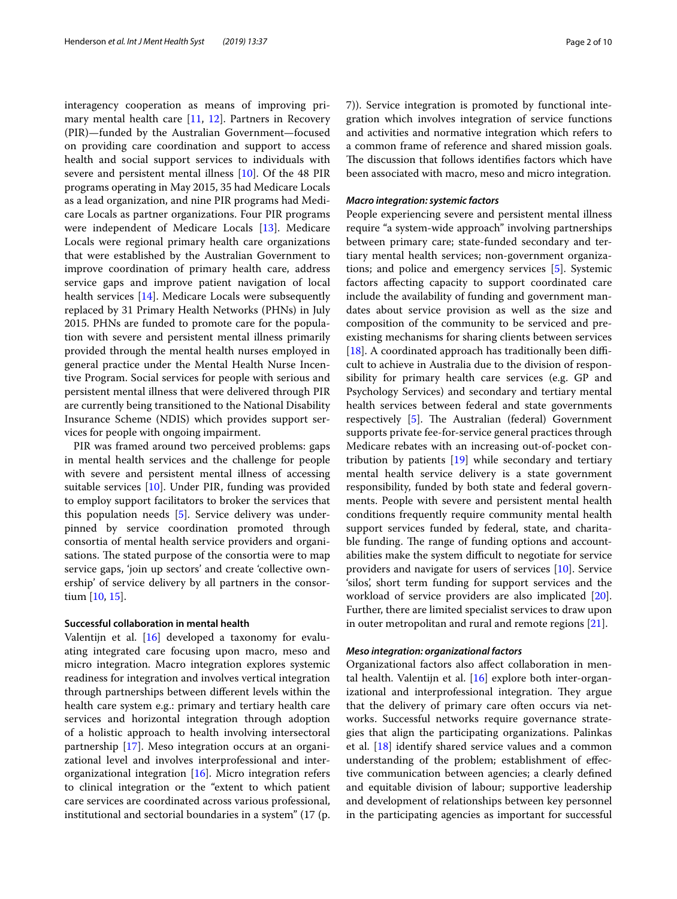interagency cooperation as means of improving primary mental health care [11, 12]. Partners in Recovery (PIR)—funded by the Australian Government—focused on providing care coordination and support to access health and social support services to individuals with severe and persistent mental illness [10]. Of the 48 PIR programs operating in May 2015, 35 had Medicare Locals as a lead organization, and nine PIR programs had Medicare Locals as partner organizations. Four PIR programs were independent of Medicare Locals [13]. Medicare Locals were regional primary health care organizations that were established by the Australian Government to improve coordination of primary health care, address service gaps and improve patient navigation of local health services [14]. Medicare Locals were subsequently replaced by 31 Primary Health Networks (PHNs) in July 2015. PHNs are funded to promote care for the population with severe and persistent mental illness primarily provided through the mental health nurses employed in general practice under the Mental Health Nurse Incentive Program. Social services for people with serious and persistent mental illness that were delivered through PIR are currently being transitioned to the National Disability Insurance Scheme (NDIS) which provides support services for people with ongoing impairment.

PIR was framed around two perceived problems: gaps in mental health services and the challenge for people with severe and persistent mental illness of accessing suitable services [10]. Under PIR, funding was provided to employ support facilitators to broker the services that this population needs [5]. Service delivery was underpinned by service coordination promoted through consortia of mental health service providers and organisations. The stated purpose of the consortia were to map service gaps, 'join up sectors' and create 'collective ownership' of service delivery by all partners in the consortium [10, 15].

### Successful collaboration in mental health

Valentijn et al. [16] developed a taxonomy for evaluating integrated care focusing upon macro, meso and micro integration. Macro integration explores systemic readiness for integration and involves vertical integration through partnerships between different levels within the health care system e.g.: primary and tertiary health care services and horizontal integration through adoption of a holistic approach to health involving intersectoral partnership [17]. Meso integration occurs at an organizational level and involves interprofessional and inter-organizational integration [16]. Micro integration refers to clinical integration or the "extent to which patient care services are coordinated across various professional, institutional and sectorial boundaries in a system" (17 (p. 7)). Service integration is promoted by functional integration which involves integration of service functions and activities and normative integration which refers to a common frame of reference and shared mission goals. The discussion that follows identifies factors which have been associated with macro, meso and micro integration.

#### *Macro integration: systemic factors*

People experiencing severe and persistent mental illness require "a system-wide approach" involving partnerships between primary care; state-funded secondary and tertiary mental health services; non-government organizations; and police and emergency services [5]. Systemic factors affecting capacity to support coordinated care include the availability of funding and government mandates about service provision as well as the size and composition of the community to be serviced and pre-existing mechanisms for sharing clients between services [18]. A coordinated approach has traditionally been difficult to achieve in Australia due to the division of responsibility for primary health care services (e.g. GP and Psychology Services) and secondary and tertiary mental health services between federal and state governments respectively [5]. The Australian (federal) Government supports private fee-for-service general practices through Medicare rebates with an increasing out-of-pocket contribution by patients [19] while secondary and tertiary mental health service delivery is a state government responsibility, funded by both state and federal governments. People with severe and persistent mental health conditions frequently require community mental health support services funded by federal, state, and charitable funding. The range of funding options and accountabilities make the system difficult to negotiate for service providers and navigate for users of services [10]. Service 'silos', short term funding for support services and the workload of service providers are also implicated [20]. Further, there are limited specialist services to draw upon in outer metropolitan and rural and remote regions [21].

#### *Meso integration: organizational factors*

Organizational factors also affect collaboration in mental health. Valentijn et al. [16] explore both inter-organizational and interprofessional integration. They argue that the delivery of primary care often occurs via networks. Successful networks require governance strategies that align the participating organizations. Palinkas et al. [18] identify shared service values and a common understanding of the problem; establishment of effective communication between agencies; a clearly defined and equitable division of labour; supportive leadership and development of relationships between key personnel in the participating agencies as important for successful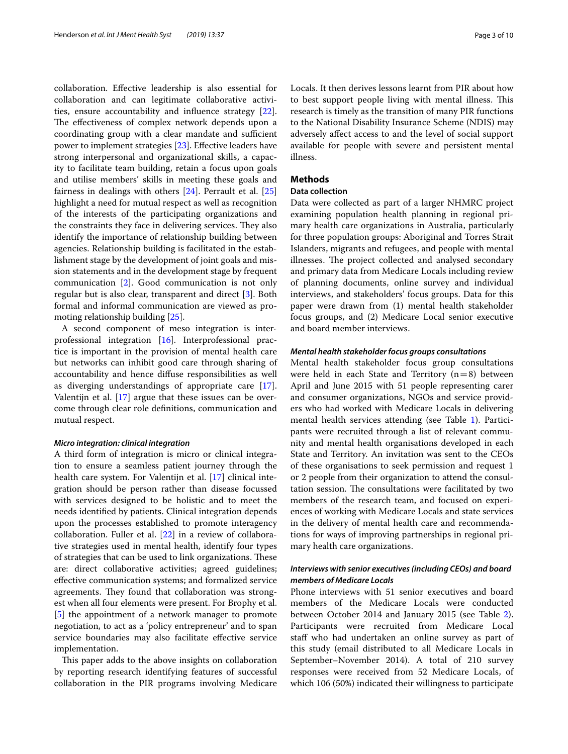collaboration. Effective leadership is also essential for collaboration and can legitimate collaborative activities, ensure accountability and influence strategy [22]. The effectiveness of complex network depends upon a coordinating group with a clear mandate and sufficient power to implement strategies [23]. Effective leaders have strong interpersonal and organizational skills, a capacity to facilitate team building, retain a focus upon goals and utilise members' skills in meeting these goals and fairness in dealings with others [24]. Perrault et al. [25] highlight a need for mutual respect as well as recognition of the interests of the participating organizations and the constraints they face in delivering services. They also identify the importance of relationship building between agencies. Relationship building is facilitated in the establishment stage by the development of joint goals and mission statements and in the development stage by frequent communication [2]. Good communication is not only regular but is also clear, transparent and direct [3]. Both formal and informal communication are viewed as promoting relationship building [25].

A second component of meso integration is interprofessional integration [16]. Interprofessional practice is important in the provision of mental health care but networks can inhibit good care through sharing of accountability and hence diffuse responsibilities as well as diverging understandings of appropriate care [17]. Valentijn et al. [17] argue that these issues can be overcome through clear role definitions, communication and mutual respect.

#### *Micro integration: clinical integration*

A third form of integration is micro or clinical integration to ensure a seamless patient journey through the health care system. For Valentijn et al. [17] clinical integration should be person rather than disease focussed with services designed to be holistic and to meet the needs identified by patients. Clinical integration depends upon the processes established to promote interagency collaboration. Fuller et al. [22] in a review of collaborative strategies used in mental health, identify four types of strategies that can be used to link organizations. These are: direct collaborative activities; agreed guidelines; effective communication systems; and formalized service agreements. They found that collaboration was strongest when all four elements were present. For Brophy et al. [5] the appointment of a network manager to promote negotiation, to act as a 'policy entrepreneur' and to span service boundaries may also facilitate effective service implementation.

This paper adds to the above insights on collaboration by reporting research identifying features of successful collaboration in the PIR programs involving Medicare Locals. It then derives lessons learnt from PIR about how to best support people living with mental illness. This research is timely as the transition of many PIR functions to the National Disability Insurance Scheme (NDIS) may adversely affect access to and the level of social support available for people with severe and persistent mental illness.

## Methods

### Data collection

Data were collected as part of a larger NHMRC project examining population health planning in regional primary health care organizations in Australia, particularly for three population groups: Aboriginal and Torres Strait Islanders, migrants and refugees, and people with mental illnesses. The project collected and analysed secondary and primary data from Medicare Locals including review of planning documents, online survey and individual interviews, and stakeholders' focus groups. Data for this paper were drawn from (1) mental health stakeholder focus groups, and (2) Medicare Local senior executive and board member interviews.

#### *Mental health stakeholder focus groups consultations*

Mental health stakeholder focus group consultations were held in each State and Territory (n = 8) between April and June 2015 with 51 people representing carer and consumer organizations, NGOs and service providers who had worked with Medicare Locals in delivering mental health services attending (see Table 1). Participants were recruited through a list of relevant community and mental health organisations developed in each State and Territory. An invitation was sent to the CEOs of these organisations to seek permission and request 1 or 2 people from their organization to attend the consultation session. The consultations were facilitated by two members of the research team, and focused on experiences of working with Medicare Locals and state services in the delivery of mental health care and recommendations for ways of improving partnerships in regional primary health care organizations.

#### *Interviews with senior executives (including CEOs) and board members of Medicare Locals*

Phone interviews with 51 senior executives and board members of the Medicare Locals were conducted between October 2014 and January 2015 (see Table 2). Participants were recruited from Medicare Local staff who had undertaken an online survey as part of this study (email distributed to all Medicare Locals in September–November 2014). A total of 210 survey responses were received from 52 Medicare Locals, of which 106 (50%) indicated their willingness to participate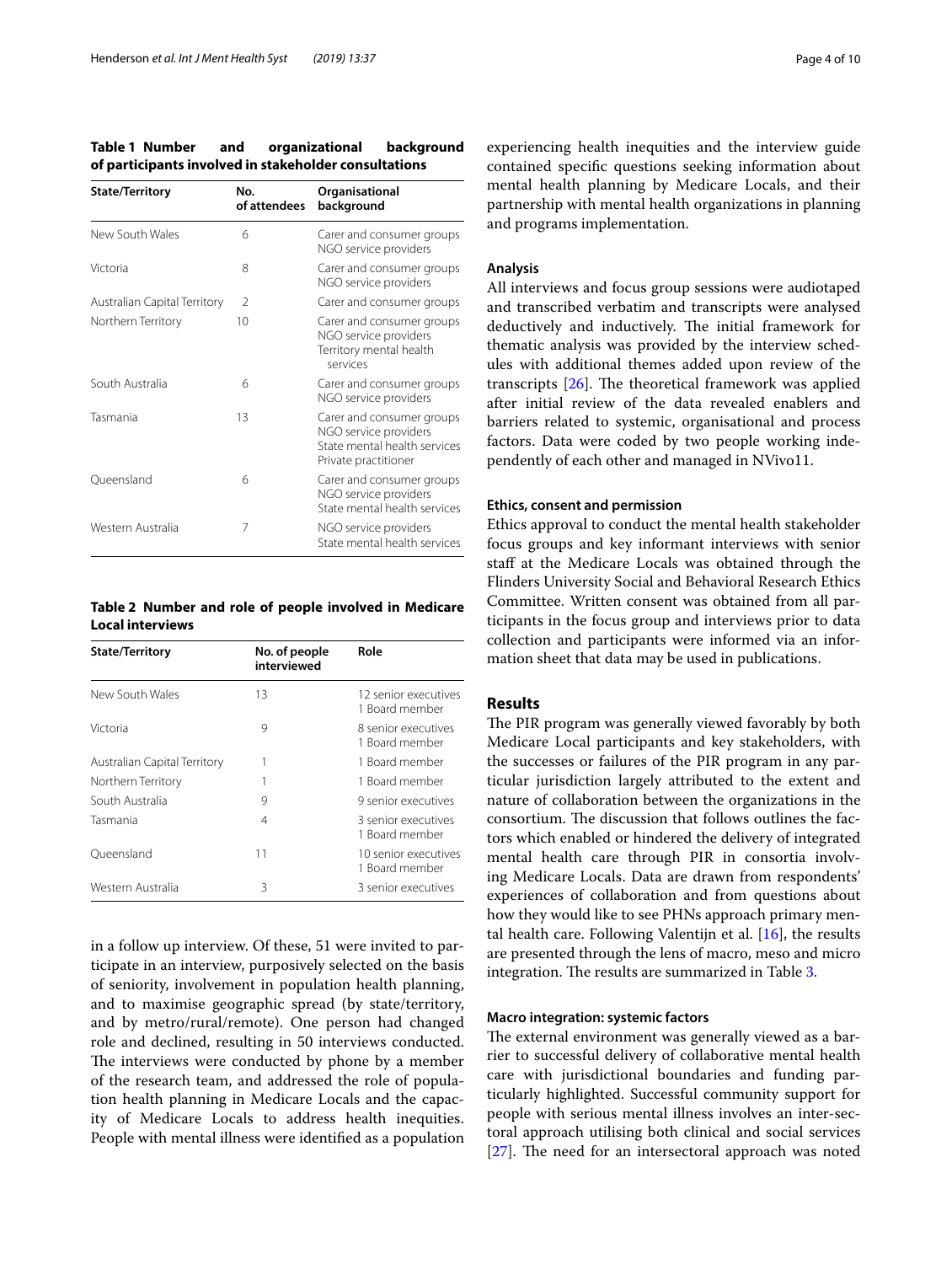**Table 1 Number and organizational background of participants involved in stakeholder consultations**

| State/Territory | No. of attendees | Organisational background |
| --- | --- | --- |
| New South Wales | 6 | Carer and consumer groups<br>NGO service providers |
| Victoria | 8 | Carer and consumer groups<br>NGO service providers |
| Australian Capital Territory | 2 | Carer and consumer groups |
| Northern Territory | 10 | Carer and consumer groups<br>NGO service providers<br>Territory mental health services |
| South Australia | 6 | Carer and consumer groups<br>NGO service providers |
| Tasmania | 13 | Carer and consumer groups<br>NGO service providers<br>State mental health services<br>Private practitioner |
| Queensland | 6 | Carer and consumer groups<br>NGO service providers<br>State mental health services |
| Western Australia | 7 | NGO service providers<br>State mental health services |

**Table 2 Number and role of people involved in Medicare Local interviews**

| State/Territory | No. of people interviewed | Role |
| --- | --- | --- |
| New South Wales | 13 | 12 senior executives<br>1 Board member |
| Victoria | 9 | 8 senior executives<br>1 Board member |
| Australian Capital Territory | 1 | 1 Board member |
| Northern Territory | 1 | 1 Board member |
| South Australia | 9 | 9 senior executives |
| Tasmania | 4 | 3 senior executives<br>1 Board member |
| Queensland | 11 | 10 senior executives<br>1 Board member |
| Western Australia | 3 | 3 senior executives |

in a follow up interview. Of these, 51 were invited to participate in an interview, purposively selected on the basis of seniority, involvement in population health planning, and to maximise geographic spread (by state/territory, and by metro/rural/remote). One person had changed role and declined, resulting in 50 interviews conducted. The interviews were conducted by phone by a member of the research team, and addressed the role of population health planning in Medicare Locals and the capacity of Medicare Locals to address health inequities. People with mental illness were identified as a population experiencing health inequities and the interview guide contained specific questions seeking information about mental health planning by Medicare Locals, and their partnership with mental health organizations in planning and programs implementation.

### Analysis

All interviews and focus group sessions were audiotaped and transcribed verbatim and transcripts were analysed deductively and inductively. The initial framework for thematic analysis was provided by the interview schedules with additional themes added upon review of the transcripts [26]. The theoretical framework was applied after initial review of the data revealed enablers and barriers related to systemic, organisational and process factors. Data were coded by two people working independently of each other and managed in NVivo11.

### Ethics, consent and permission

Ethics approval to conduct the mental health stakeholder focus groups and key informant interviews with senior staff at the Medicare Locals was obtained through the Flinders University Social and Behavioral Research Ethics Committee. Written consent was obtained from all participants in the focus group and interviews prior to data collection and participants were informed via an information sheet that data may be used in publications.

## Results

The PIR program was generally viewed favorably by both Medicare Local participants and key stakeholders, with the successes or failures of the PIR program in any particular jurisdiction largely attributed to the extent and nature of collaboration between the organizations in the consortium. The discussion that follows outlines the factors which enabled or hindered the delivery of integrated mental health care through PIR in consortia involving Medicare Locals. Data are drawn from respondents' experiences of collaboration and from questions about how they would like to see PHNs approach primary mental health care. Following Valentijn et al. [16], the results are presented through the lens of macro, meso and micro integration. The results are summarized in Table 3.

### Macro integration: systemic factors

The external environment was generally viewed as a barrier to successful delivery of collaborative mental health care with jurisdictional boundaries and funding particularly highlighted. Successful community support for people with serious mental illness involves an inter-sectoral approach utilising both clinical and social services [27]. The need for an intersectoral approach was noted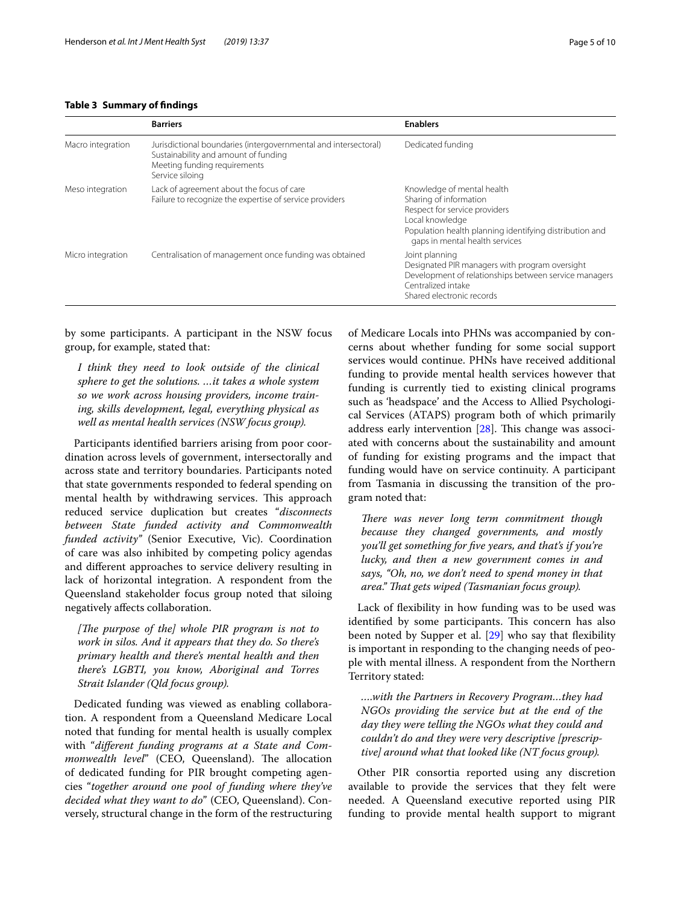**Table 3 Summary of findings**

| | Barriers | Enablers |
|---|---|---|
| Macro integration | Jurisdictional boundaries (intergovernmental and intersectoral)<br>Sustainability and amount of funding<br>Meeting funding requirements<br>Service siloing | Dedicated funding |
| Meso integration | Lack of agreement about the focus of care<br>Failure to recognize the expertise of service providers | Knowledge of mental health<br>Sharing of information<br>Respect for service providers<br>Local knowledge<br>Population health planning identifying distribution and gaps in mental health services |
| Micro integration | Centralisation of management once funding was obtained | Joint planning<br>Designated PIR managers with program oversight<br>Development of relationships between service managers<br>Centralized intake<br>Shared electronic records |

by some participants. A participant in the NSW focus group, for example, stated that:

> *I think they need to look outside of the clinical sphere to get the solutions. …it takes a whole system so we work across housing providers, income training, skills development, legal, everything physical as well as mental health services (NSW focus group).*

Participants identified barriers arising from poor coordination across levels of government, intersectorally and across state and territory boundaries. Participants noted that state governments responded to federal spending on mental health by withdrawing services. This approach reduced service duplication but creates "*disconnects between State funded activity and Commonwealth funded activity*" (Senior Executive, Vic). Coordination of care was also inhibited by competing policy agendas and different approaches to service delivery resulting in lack of horizontal integration. A respondent from the Queensland stakeholder focus group noted that siloing negatively affects collaboration.

> *[The purpose of the] whole PIR program is not to work in silos. And it appears that they do. So there's primary health and there's mental health and then there's LGBTI, you know, Aboriginal and Torres Strait Islander (Qld focus group).*

Dedicated funding was viewed as enabling collaboration. A respondent from a Queensland Medicare Local noted that funding for mental health is usually complex with "*different funding programs at a State and Commonwealth level*" (CEO, Queensland). The allocation of dedicated funding for PIR brought competing agencies "*together around one pool of funding where they've decided what they want to do*" (CEO, Queensland). Conversely, structural change in the form of the restructuring of Medicare Locals into PHNs was accompanied by concerns about whether funding for some social support services would continue. PHNs have received additional funding to provide mental health services however that funding is currently tied to existing clinical programs such as 'headspace' and the Access to Allied Psychological Services (ATAPS) program both of which primarily address early intervention [28]. This change was associated with concerns about the sustainability and amount of funding for existing programs and the impact that funding would have on service continuity. A participant from Tasmania in discussing the transition of the program noted that:

> *There was never long term commitment though because they changed governments, and mostly you'll get something for five years, and that's if you're lucky, and then a new government comes in and says, "Oh, no, we don't need to spend money in that area." That gets wiped (Tasmanian focus group).*

Lack of flexibility in how funding was to be used was identified by some participants. This concern has also been noted by Supper et al. [29] who say that flexibility is important in responding to the changing needs of people with mental illness. A respondent from the Northern Territory stated:

> *….with the Partners in Recovery Program…they had NGOs providing the service but at the end of the day they were telling the NGOs what they could and couldn't do and they were very descriptive [prescriptive] around what that looked like (NT focus group).*

Other PIR consortia reported using any discretion available to provide the services that they felt were needed. A Queensland executive reported using PIR funding to provide mental health support to migrant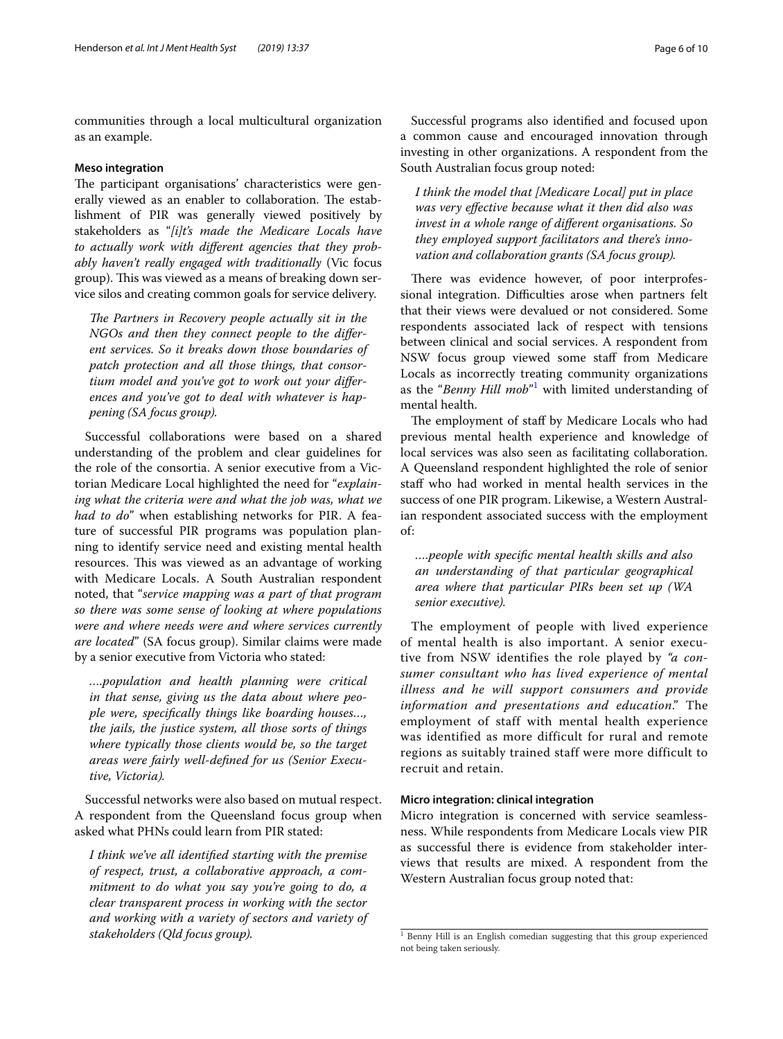communities through a local multicultural organization as an example.

### Meso integration

The participant organisations' characteristics were generally viewed as an enabler to collaboration. The establishment of PIR was generally viewed positively by stakeholders as "*[i]t's made the Medicare Locals have to actually work with different agencies that they probably haven't really engaged with traditionally* (Vic focus group). This was viewed as a means of breaking down service silos and creating common goals for service delivery.

> *The Partners in Recovery people actually sit in the NGOs and then they connect people to the different services. So it breaks down those boundaries of patch protection and all those things, that consortium model and you've got to work out your differences and you've got to deal with whatever is happening (SA focus group).*

Successful collaborations were based on a shared understanding of the problem and clear guidelines for the role of the consortia. A senior executive from a Victorian Medicare Local highlighted the need for "*explaining what the criteria were and what the job was, what we had to do*" when establishing networks for PIR. A feature of successful PIR programs was population planning to identify service need and existing mental health resources. This was viewed as an advantage of working with Medicare Locals. A South Australian respondent noted, that "*service mapping was a part of that program so there was some sense of looking at where populations were and where needs were and where services currently are located*" (SA focus group). Similar claims were made by a senior executive from Victoria who stated:

> *….population and health planning were critical in that sense, giving us the data about where people were, specifically things like boarding houses…, the jails, the justice system, all those sorts of things where typically those clients would be, so the target areas were fairly well-defined for us (Senior Executive, Victoria).*

Successful networks were also based on mutual respect. A respondent from the Queensland focus group when asked what PHNs could learn from PIR stated:

> *I think we've all identified starting with the premise of respect, trust, a collaborative approach, a commitment to do what you say you're going to do, a clear transparent process in working with the sector and working with a variety of sectors and variety of stakeholders (Qld focus group).*

Successful programs also identified and focused upon a common cause and encouraged innovation through investing in other organizations. A respondent from the South Australian focus group noted:

> *I think the model that [Medicare Local] put in place was very effective because what it then did also was invest in a whole range of different organisations. So they employed support facilitators and there's innovation and collaboration grants (SA focus group).*

There was evidence however, of poor interprofessional integration. Difficulties arose when partners felt that their views were devalued or not considered. Some respondents associated lack of respect with tensions between clinical and social services. A respondent from NSW focus group viewed some staff from Medicare Locals as incorrectly treating community organizations as the "*Benny Hill mob*"[1] with limited understanding of mental health.

The employment of staff by Medicare Locals who had previous mental health experience and knowledge of local services was also seen as facilitating collaboration. A Queensland respondent highlighted the role of senior staff who had worked in mental health services in the success of one PIR program. Likewise, a Western Australian respondent associated success with the employment of:

> *….people with specific mental health skills and also an understanding of that particular geographical area where that particular PIRs been set up (WA senior executive).*

The employment of people with lived experience of mental health is also important. A senior executive from NSW identifies the role played by *"a consumer consultant who has lived experience of mental illness and he will support consumers and provide information and presentations and education*." The employment of staff with mental health experience was identified as more difficult for rural and remote regions as suitably trained staff were more difficult to recruit and retain.

### Micro integration: clinical integration

Micro integration is concerned with service seamlessness. While respondents from Medicare Locals view PIR as successful there is evidence from stakeholder interviews that results are mixed. A respondent from the Western Australian focus group noted that:

[1] Benny Hill is an English comedian suggesting that this group experienced not being taken seriously.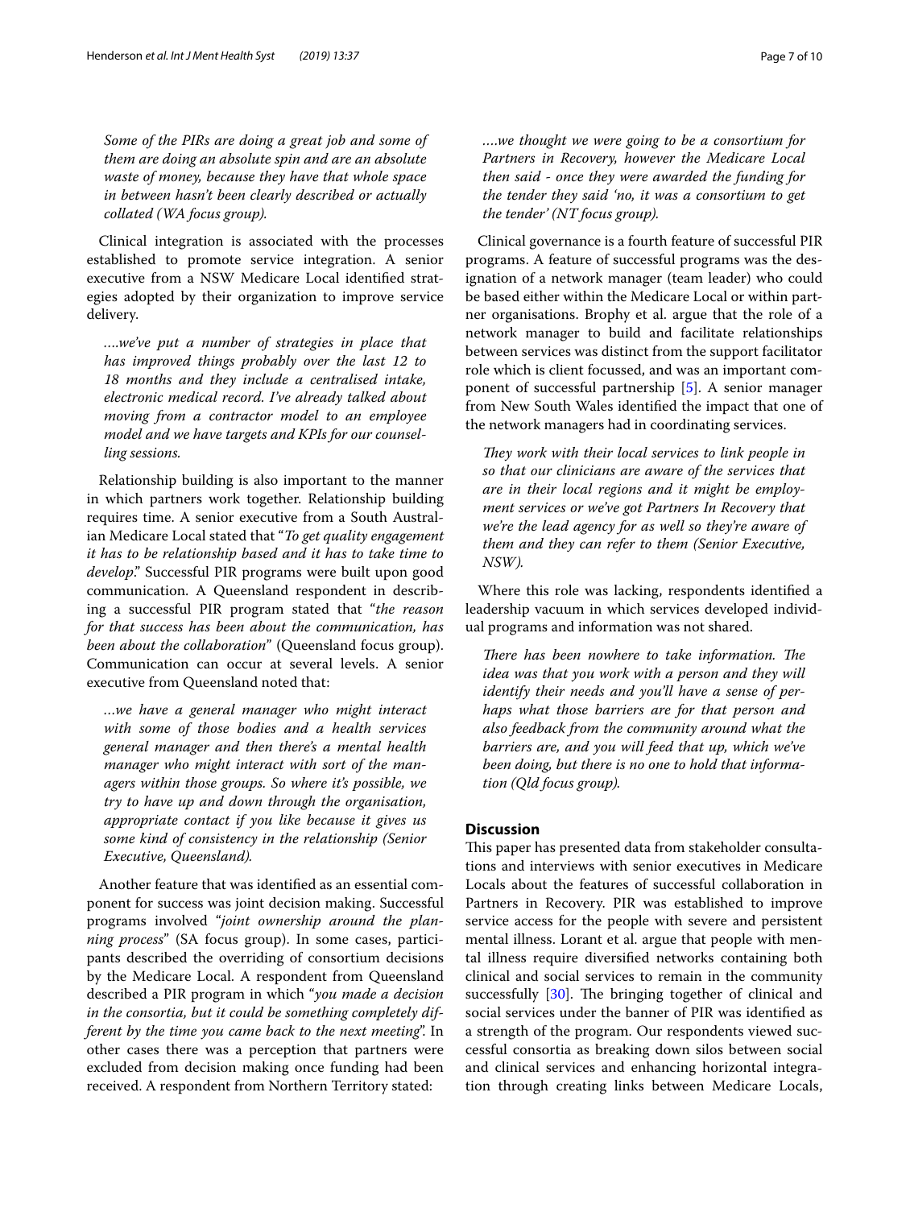*Some of the PIRs are doing a great job and some of them are doing an absolute spin and are an absolute waste of money, because they have that whole space in between hasn't been clearly described or actually collated (WA focus group).*

Clinical integration is associated with the processes established to promote service integration. A senior executive from a NSW Medicare Local identified strategies adopted by their organization to improve service delivery.

*….we've put a number of strategies in place that has improved things probably over the last 12 to 18 months and they include a centralised intake, electronic medical record. I've already talked about moving from a contractor model to an employee model and we have targets and KPIs for our counselling sessions.*

Relationship building is also important to the manner in which partners work together. Relationship building requires time. A senior executive from a South Australian Medicare Local stated that "*To get quality engagement it has to be relationship based and it has to take time to develop*." Successful PIR programs were built upon good communication. A Queensland respondent in describing a successful PIR program stated that "*the reason for that success has been about the communication, has been about the collaboration*" (Queensland focus group). Communication can occur at several levels. A senior executive from Queensland noted that:

*…we have a general manager who might interact with some of those bodies and a health services general manager and then there's a mental health manager who might interact with sort of the managers within those groups. So where it's possible, we try to have up and down through the organisation, appropriate contact if you like because it gives us some kind of consistency in the relationship (Senior Executive, Queensland).*

Another feature that was identified as an essential component for success was joint decision making. Successful programs involved "*joint ownership around the planning process*" (SA focus group). In some cases, participants described the overriding of consortium decisions by the Medicare Local. A respondent from Queensland described a PIR program in which "*you made a decision in the consortia, but it could be something completely different by the time you came back to the next meeting*". In other cases there was a perception that partners were excluded from decision making once funding had been received. A respondent from Northern Territory stated:

*….we thought we were going to be a consortium for Partners in Recovery, however the Medicare Local then said - once they were awarded the funding for the tender they said 'no, it was a consortium to get the tender' (NT focus group).*

Clinical governance is a fourth feature of successful PIR programs. A feature of successful programs was the designation of a network manager (team leader) who could be based either within the Medicare Local or within partner organisations. Brophy et al. argue that the role of a network manager to build and facilitate relationships between services was distinct from the support facilitator role which is client focussed, and was an important component of successful partnership [5]. A senior manager from New South Wales identified the impact that one of the network managers had in coordinating services.

*They work with their local services to link people in so that our clinicians are aware of the services that are in their local regions and it might be employment services or we've got Partners In Recovery that we're the lead agency for as well so they're aware of them and they can refer to them (Senior Executive, NSW).*

Where this role was lacking, respondents identified a leadership vacuum in which services developed individual programs and information was not shared.

*There has been nowhere to take information. The idea was that you work with a person and they will identify their needs and you'll have a sense of perhaps what those barriers are for that person and also feedback from the community around what the barriers are, and you will feed that up, which we've been doing, but there is no one to hold that information (Qld focus group).*

## Discussion

This paper has presented data from stakeholder consultations and interviews with senior executives in Medicare Locals about the features of successful collaboration in Partners in Recovery. PIR was established to improve service access for the people with severe and persistent mental illness. Lorant et al. argue that people with mental illness require diversified networks containing both clinical and social services to remain in the community successfully [30]. The bringing together of clinical and social services under the banner of PIR was identified as a strength of the program. Our respondents viewed successful consortia as breaking down silos between social and clinical services and enhancing horizontal integration through creating links between Medicare Locals,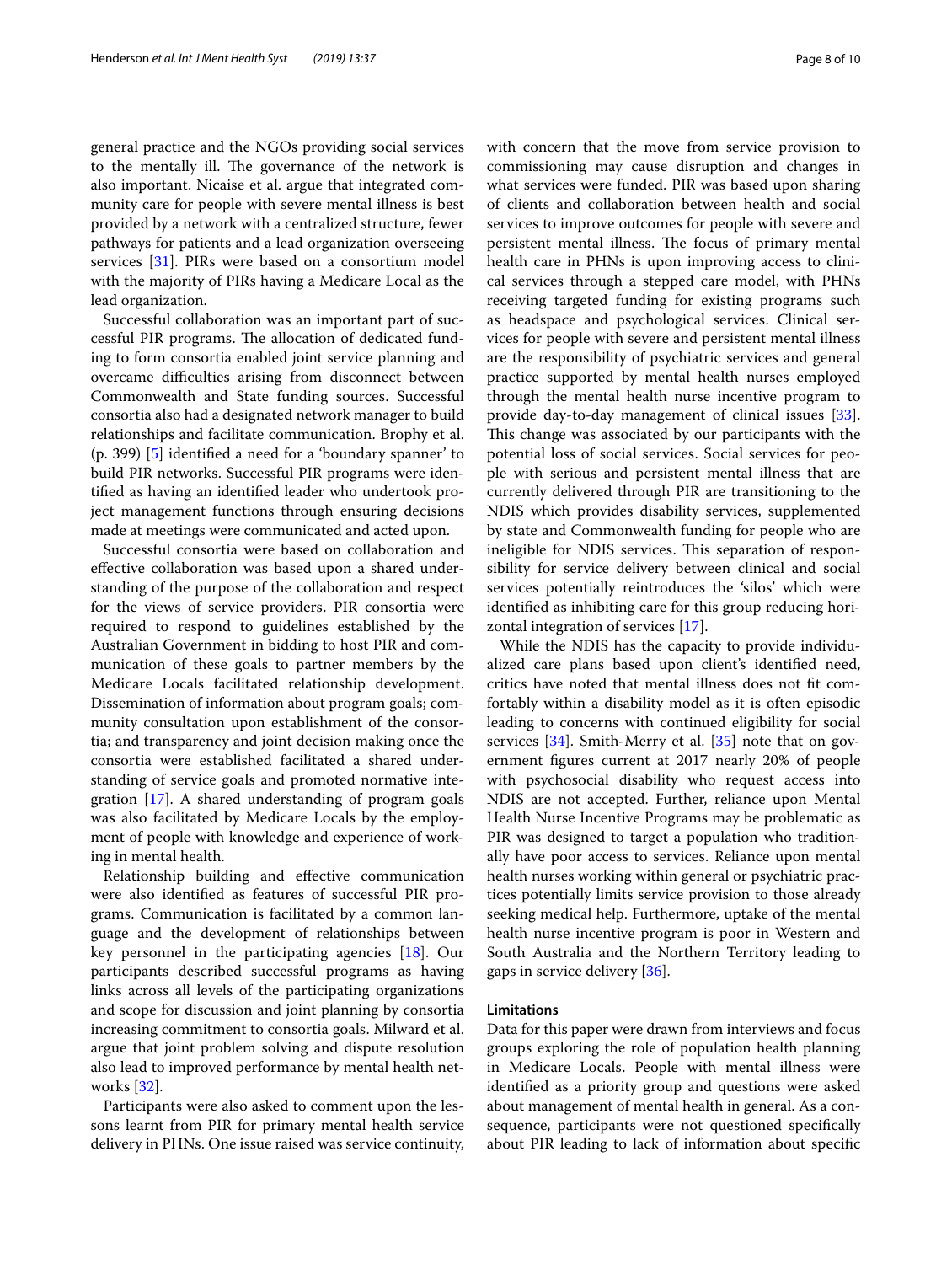general practice and the NGOs providing social services to the mentally ill. The governance of the network is also important. Nicaise et al. argue that integrated community care for people with severe mental illness is best provided by a network with a centralized structure, fewer pathways for patients and a lead organization overseeing services [31]. PIRs were based on a consortium model with the majority of PIRs having a Medicare Local as the lead organization.

Successful collaboration was an important part of successful PIR programs. The allocation of dedicated funding to form consortia enabled joint service planning and overcame difficulties arising from disconnect between Commonwealth and State funding sources. Successful consortia also had a designated network manager to build relationships and facilitate communication. Brophy et al. (p. 399) [5] identified a need for a 'boundary spanner' to build PIR networks. Successful PIR programs were identified as having an identified leader who undertook project management functions through ensuring decisions made at meetings were communicated and acted upon.

Successful consortia were based on collaboration and effective collaboration was based upon a shared understanding of the purpose of the collaboration and respect for the views of service providers. PIR consortia were required to respond to guidelines established by the Australian Government in bidding to host PIR and communication of these goals to partner members by the Medicare Locals facilitated relationship development. Dissemination of information about program goals; community consultation upon establishment of the consortia; and transparency and joint decision making once the consortia were established facilitated a shared understanding of service goals and promoted normative integration [17]. A shared understanding of program goals was also facilitated by Medicare Locals by the employment of people with knowledge and experience of working in mental health.

Relationship building and effective communication were also identified as features of successful PIR programs. Communication is facilitated by a common language and the development of relationships between key personnel in the participating agencies [18]. Our participants described successful programs as having links across all levels of the participating organizations and scope for discussion and joint planning by consortia increasing commitment to consortia goals. Milward et al. argue that joint problem solving and dispute resolution also lead to improved performance by mental health networks [32].

Participants were also asked to comment upon the lessons learnt from PIR for primary mental health service delivery in PHNs. One issue raised was service continuity, with concern that the move from service provision to commissioning may cause disruption and changes in what services were funded. PIR was based upon sharing of clients and collaboration between health and social services to improve outcomes for people with severe and persistent mental illness. The focus of primary mental health care in PHNs is upon improving access to clinical services through a stepped care model, with PHNs receiving targeted funding for existing programs such as headspace and psychological services. Clinical services for people with severe and persistent mental illness are the responsibility of psychiatric services and general practice supported by mental health nurses employed through the mental health nurse incentive program to provide day-to-day management of clinical issues [33]. This change was associated by our participants with the potential loss of social services. Social services for people with serious and persistent mental illness that are currently delivered through PIR are transitioning to the NDIS which provides disability services, supplemented by state and Commonwealth funding for people who are ineligible for NDIS services. This separation of responsibility for service delivery between clinical and social services potentially reintroduces the 'silos' which were identified as inhibiting care for this group reducing horizontal integration of services [17].

While the NDIS has the capacity to provide individualized care plans based upon client's identified need, critics have noted that mental illness does not fit comfortably within a disability model as it is often episodic leading to concerns with continued eligibility for social services [34]. Smith-Merry et al. [35] note that on government figures current at 2017 nearly 20% of people with psychosocial disability who request access into NDIS are not accepted. Further, reliance upon Mental Health Nurse Incentive Programs may be problematic as PIR was designed to target a population who traditionally have poor access to services. Reliance upon mental health nurses working within general or psychiatric practices potentially limits service provision to those already seeking medical help. Furthermore, uptake of the mental health nurse incentive program is poor in Western and South Australia and the Northern Territory leading to gaps in service delivery [36].

### Limitations

Data for this paper were drawn from interviews and focus groups exploring the role of population health planning in Medicare Locals. People with mental illness were identified as a priority group and questions were asked about management of mental health in general. As a consequence, participants were not questioned specifically about PIR leading to lack of information about specific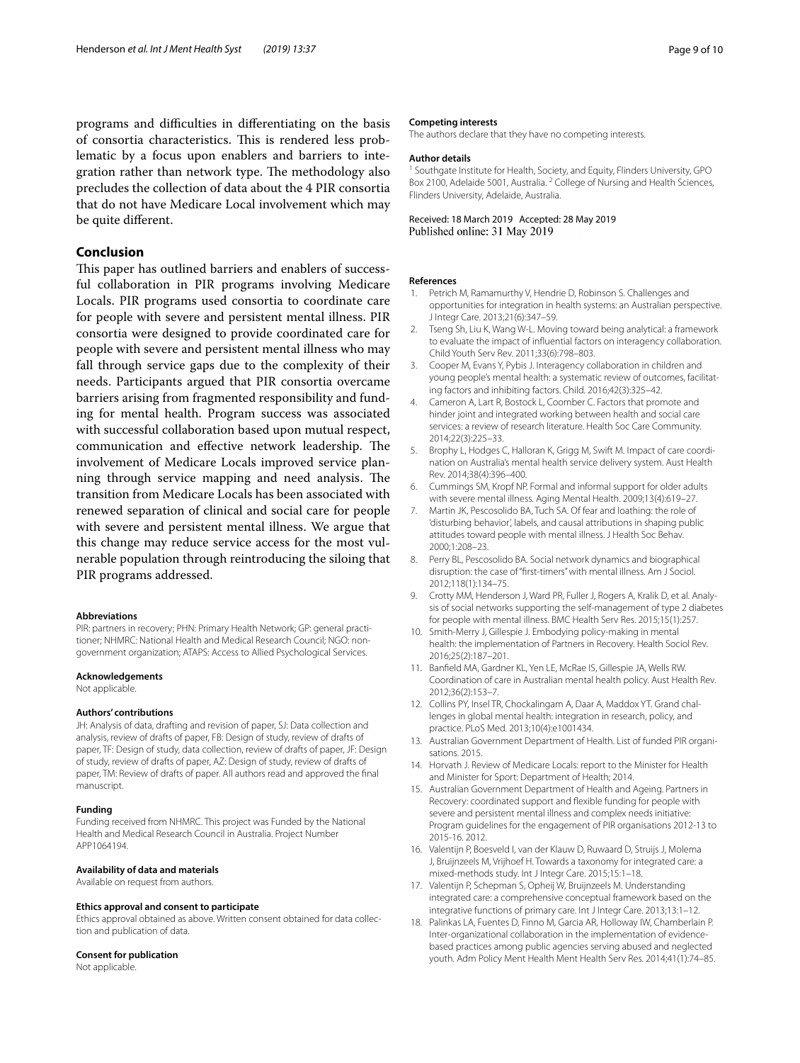programs and difficulties in differentiating on the basis of consortia characteristics. This is rendered less problematic by a focus upon enablers and barriers to integration rather than network type. The methodology also precludes the collection of data about the 4 PIR consortia that do not have Medicare Local involvement which may be quite different.

## Conclusion

This paper has outlined barriers and enablers of successful collaboration in PIR programs involving Medicare Locals. PIR programs used consortia to coordinate care for people with severe and persistent mental illness. PIR consortia were designed to provide coordinated care for people with severe and persistent mental illness who may fall through service gaps due to the complexity of their needs. Participants argued that PIR consortia overcame barriers arising from fragmented responsibility and funding for mental health. Program success was associated with successful collaboration based upon mutual respect, communication and effective network leadership. The involvement of Medicare Locals improved service planning through service mapping and need analysis. The transition from Medicare Locals has been associated with renewed separation of clinical and social care for people with severe and persistent mental illness. We argue that this change may reduce service access for the most vulnerable population through reintroducing the siloing that PIR programs addressed.

#### Abbreviations

PIR: partners in recovery; PHN: Primary Health Network; GP: general practitioner; NHMRC: National Health and Medical Research Council; NGO: non-government organization; ATAPS: Access to Allied Psychological Services.

#### Acknowledgements

Not applicable.

#### Authors' contributions

JH: Analysis of data, drafting and revision of paper, SJ: Data collection and analysis, review of drafts of paper, FB: Design of study, review of drafts of paper, TF: Design of study, data collection, review of drafts of paper, JF: Design of study, review of drafts of paper, AZ: Design of study, review of drafts of paper, TM: Review of drafts of paper. All authors read and approved the final manuscript.

#### Funding

Funding received from NHMRC. This project was Funded by the National Health and Medical Research Council in Australia. Project Number APP1064194.

#### Availability of data and materials

Available on request from authors.

#### Ethics approval and consent to participate

Ethics approval obtained as above. Written consent obtained for data collection and publication of data.

#### Consent for publication

Not applicable.

#### Competing interests

The authors declare that they have no competing interests.

#### Author details

[1] Southgate Institute for Health, Society, and Equity, Flinders University, GPO Box 2100, Adelaide 5001, Australia. [2] College of Nursing and Health Sciences, Flinders University, Adelaide, Australia.

Received: 18 March 2019 Accepted: 28 May 2019
Published online: 31 May 2019

#### References

1. Petrich M, Ramamurthy V, Hendrie D, Robinson S. Challenges and opportunities for integration in health systems: an Australian perspective. J Integr Care. 2013;21(6):347–59.
2. Tseng Sh, Liu K, Wang W-L. Moving toward being analytical: a framework to evaluate the impact of influential factors on interagency collaboration. Child Youth Serv Rev. 2011;33(6):798–803.
3. Cooper M, Evans Y, Pybis J. Interagency collaboration in children and young people's mental health: a systematic review of outcomes, facilitating factors and inhibiting factors. Child. 2016;42(3):325–42.
4. Cameron A, Lart R, Bostock L, Coomber C. Factors that promote and hinder joint and integrated working between health and social care services: a review of research literature. Health Soc Care Community. 2014;22(3):225–33.
5. Brophy L, Hodges C, Halloran K, Grigg M, Swift M. Impact of care coordination on Australia's mental health service delivery system. Aust Health Rev. 2014;38(4):396–400.
6. Cummings SM, Kropf NP. Formal and informal support for older adults with severe mental illness. Aging Mental Health. 2009;13(4):619–27.
7. Martin JK, Pescosolido BA, Tuch SA. Of fear and loathing: the role of 'disturbing behavior', labels, and causal attributions in shaping public attitudes toward people with mental illness. J Health Soc Behav. 2000;1:208–23.
8. Perry BL, Pescosolido BA. Social network dynamics and biographical disruption: the case of "first-timers" with mental illness. Am J Sociol. 2012;118(1):134–75.
9. Crotty MM, Henderson J, Ward PR, Fuller J, Rogers A, Kralik D, et al. Analysis of social networks supporting the self-management of type 2 diabetes for people with mental illness. BMC Health Serv Res. 2015;15(1):257.
10. Smith-Merry J, Gillespie J. Embodying policy-making in mental health: the implementation of Partners in Recovery. Health Sociol Rev. 2016;25(2):187–201.
11. Banfield MA, Gardner KL, Yen LE, McRae IS, Gillespie JA, Wells RW. Coordination of care in Australian mental health policy. Aust Health Rev. 2012;36(2):153–7.
12. Collins PY, Insel TR, Chockalingam A, Daar A, Maddox YT. Grand challenges in global mental health: integration in research, policy, and practice. PLoS Med. 2013;10(4):e1001434.
13. Australian Government Department of Health. List of funded PIR organisations. 2015.
14. Horvath J. Review of Medicare Locals: report to the Minister for Health and Minister for Sport: Department of Health; 2014.
15. Australian Government Department of Health and Ageing. Partners in Recovery: coordinated support and flexible funding for people with severe and persistent mental illness and complex needs initiative: Program guidelines for the engagement of PIR organisations 2012-13 to 2015-16. 2012.
16. Valentijn P, Boesveld I, van der Klauw D, Ruwaard D, Struijs J, Molema J, Bruijnzeels M, Vrijhoef H. Towards a taxonomy for integrated care: a mixed-methods study. Int J Integr Care. 2015;15:1–18.
17. Valentijn P, Schepman S, Opheij W, Bruijnzeels M. Understanding integrated care: a comprehensive conceptual framework based on the integrative functions of primary care. Int J Integr Care. 2013;13:1–12.
18. Palinkas LA, Fuentes D, Finno M, Garcia AR, Holloway IW, Chamberlain P. Inter-organizational collaboration in the implementation of evidence-based practices among public agencies serving abused and neglected youth. Adm Policy Ment Health Ment Health Serv Res. 2014;41(1):74–85.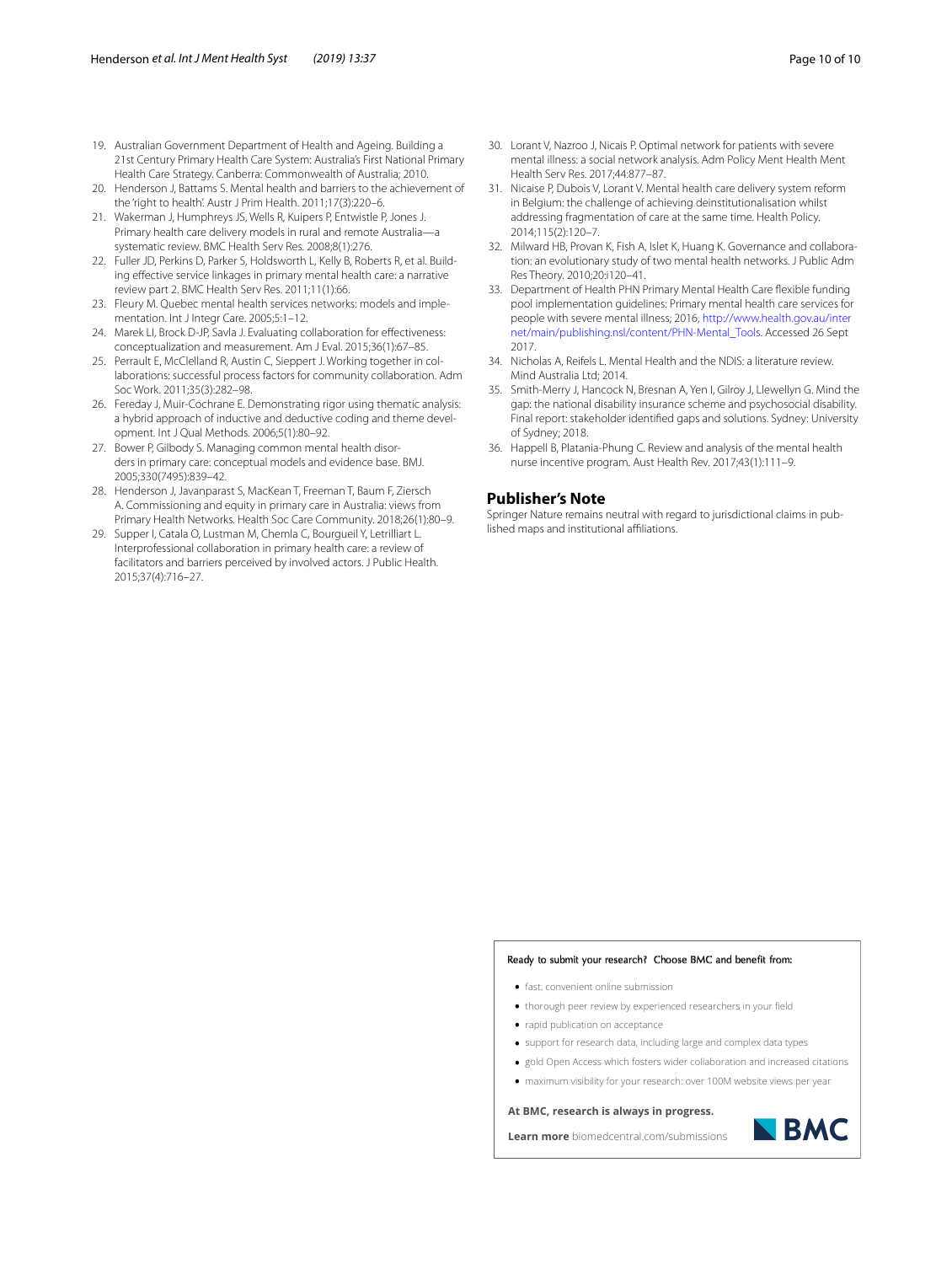19. Australian Government Department of Health and Ageing. Building a 21st Century Primary Health Care System: Australia's First National Primary Health Care Strategy. Canberra: Commonwealth of Australia; 2010.
20. Henderson J, Battams S. Mental health and barriers to the achievement of the 'right to health'. Austr J Prim Health. 2011;17(3):220–6.
21. Wakerman J, Humphreys JS, Wells R, Kuipers P, Entwistle P, Jones J. Primary health care delivery models in rural and remote Australia—a systematic review. BMC Health Serv Res. 2008;8(1):276.
22. Fuller JD, Perkins D, Parker S, Holdsworth L, Kelly B, Roberts R, et al. Building effective service linkages in primary mental health care: a narrative review part 2. BMC Health Serv Res. 2011;11(1):66.
23. Fleury M. Quebec mental health services networks: models and implementation. Int J Integr Care. 2005;5:1–12.
24. Marek LI, Brock D-JP, Savla J. Evaluating collaboration for effectiveness: conceptualization and measurement. Am J Eval. 2015;36(1):67–85.
25. Perrault E, McClelland R, Austin C, Sieppert J. Working together in collaborations: successful process factors for community collaboration. Adm Soc Work. 2011;35(3):282–98.
26. Fereday J, Muir-Cochrane E. Demonstrating rigor using thematic analysis: a hybrid approach of inductive and deductive coding and theme development. Int J Qual Methods. 2006;5(1):80–92.
27. Bower P, Gilbody S. Managing common mental health disorders in primary care: conceptual models and evidence base. BMJ. 2005;330(7495):839–42.
28. Henderson J, Javanparast S, MacKean T, Freeman T, Baum F, Ziersch A. Commissioning and equity in primary care in Australia: views from Primary Health Networks. Health Soc Care Community. 2018;26(1):80–9.
29. Supper I, Catala O, Lustman M, Chemla C, Bourgueil Y, Letrilliart L. Interprofessional collaboration in primary health care: a review of facilitators and barriers perceived by involved actors. J Public Health. 2015;37(4):716–27.
30. Lorant V, Nazroo J, Nicais P. Optimal network for patients with severe mental illness: a social network analysis. Adm Policy Ment Health Ment Health Serv Res. 2017;44:877–87.
31. Nicaise P, Dubois V, Lorant V. Mental health care delivery system reform in Belgium: the challenge of achieving deinstitutionalisation whilst addressing fragmentation of care at the same time. Health Policy. 2014;115(2):120–7.
32. Milward HB, Provan K, Fish A, Islet K, Huang K. Governance and collaboration: an evolutionary study of two mental health networks. J Public Adm Res Theory. 2010;20:i120–41.
33. Department of Health PHN Primary Mental Health Care flexible funding pool implementation guidelines: Primary mental health care services for people with severe mental illness; 2016, http://www.health.gov.au/internet/main/publishing.nsl/content/PHN-Mental_Tools. Accessed 26 Sept 2017.
34. Nicholas A, Reifels L. Mental Health and the NDIS: a literature review. Mind Australia Ltd; 2014.
35. Smith-Merry J, Hancock N, Bresnan A, Yen I, Gilroy J, Llewellyn G. Mind the gap: the national disability insurance scheme and psychosocial disability. Final report: stakeholder identified gaps and solutions. Sydney: University of Sydney; 2018.
36. Happell B, Platania-Phung C. Review and analysis of the mental health nurse incentive program. Aust Health Rev. 2017;43(1):111–9.

## Publisher's Note

Springer Nature remains neutral with regard to jurisdictional claims in published maps and institutional affiliations.

Ready to submit your research? Choose BMC and benefit from:

- fast, convenient online submission
- thorough peer review by experienced researchers in your field
- rapid publication on acceptance
- support for research data, including large and complex data types
- gold Open Access which fosters wider collaboration and increased citations
- maximum visibility for your research: over 100M website views per year

**At BMC, research is always in progress.**

**Learn more** biomedcentral.com/submissions

BMC